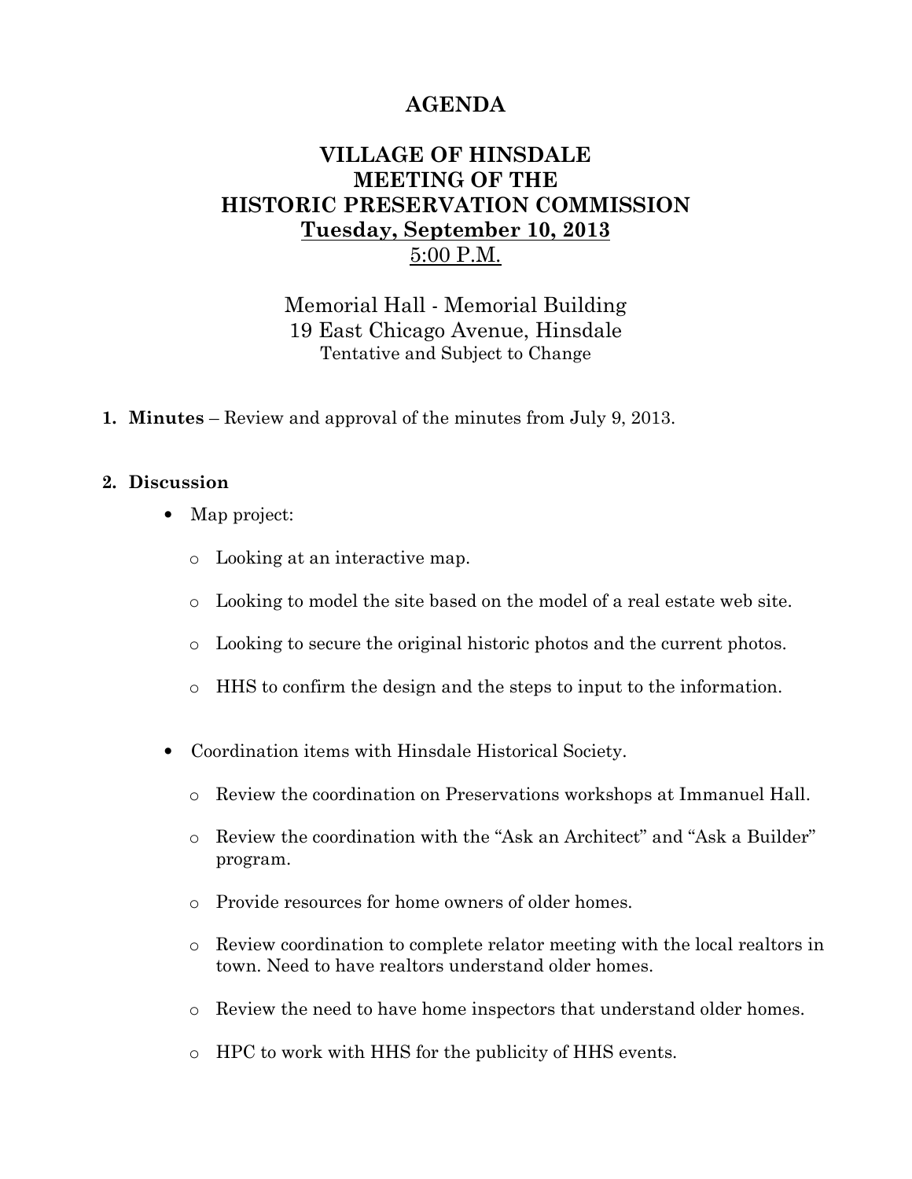# AGENDA

## VILLAGE OF HINSDALE
## MEETING OF THE
## HISTORIC PRESERVATION COMMISSION
## Tuesday, September 10, 2013
## 5:00 P.M.

Memorial Hall - Memorial Building
19 East Chicago Avenue, Hinsdale
Tentative and Subject to Change

1. **Minutes** – Review and approval of the minutes from July 9, 2013.

2. **Discussion**
   - Map project:
     - Looking at an interactive map.
     - Looking to model the site based on the model of a real estate web site.
     - Looking to secure the original historic photos and the current photos.
     - HHS to confirm the design and the steps to input to the information.
   - Coordination items with Hinsdale Historical Society.
     - Review the coordination on Preservations workshops at Immanuel Hall.
     - Review the coordination with the "Ask an Architect" and "Ask a Builder" program.
     - Provide resources for home owners of older homes.
     - Review coordination to complete relator meeting with the local realtors in town. Need to have realtors understand older homes.
     - Review the need to have home inspectors that understand older homes.
     - HPC to work with HHS for the publicity of HHS events.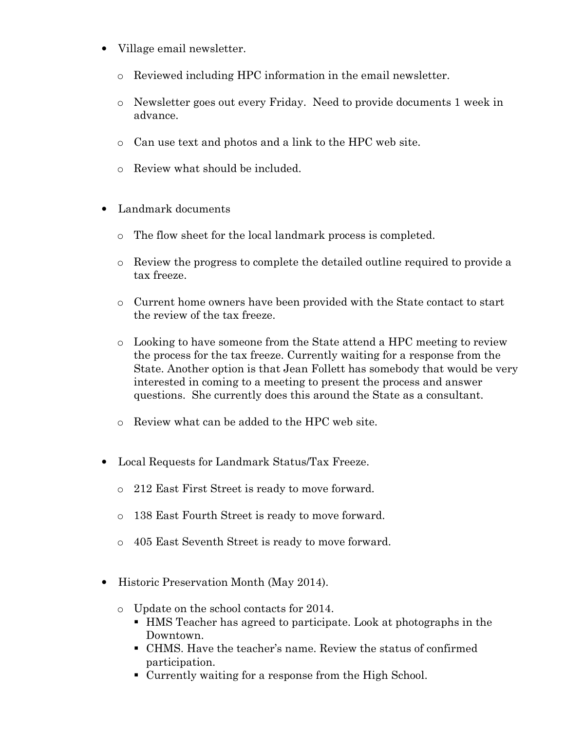- Village email newsletter.
  - Reviewed including HPC information in the email newsletter.
  - Newsletter goes out every Friday. Need to provide documents 1 week in advance.
  - Can use text and photos and a link to the HPC web site.
  - Review what should be included.

- Landmark documents
  - The flow sheet for the local landmark process is completed.
  - Review the progress to complete the detailed outline required to provide a tax freeze.
  - Current home owners have been provided with the State contact to start the review of the tax freeze.
  - Looking to have someone from the State attend a HPC meeting to review the process for the tax freeze. Currently waiting for a response from the State. Another option is that Jean Follett has somebody that would be very interested in coming to a meeting to present the process and answer questions. She currently does this around the State as a consultant.
  - Review what can be added to the HPC web site.

- Local Requests for Landmark Status/Tax Freeze.
  - 212 East First Street is ready to move forward.
  - 138 East Fourth Street is ready to move forward.
  - 405 East Seventh Street is ready to move forward.

- Historic Preservation Month (May 2014).
  - Update on the school contacts for 2014.
    - HMS Teacher has agreed to participate. Look at photographs in the Downtown.
    - CHMS. Have the teacher's name. Review the status of confirmed participation.
    - Currently waiting for a response from the High School.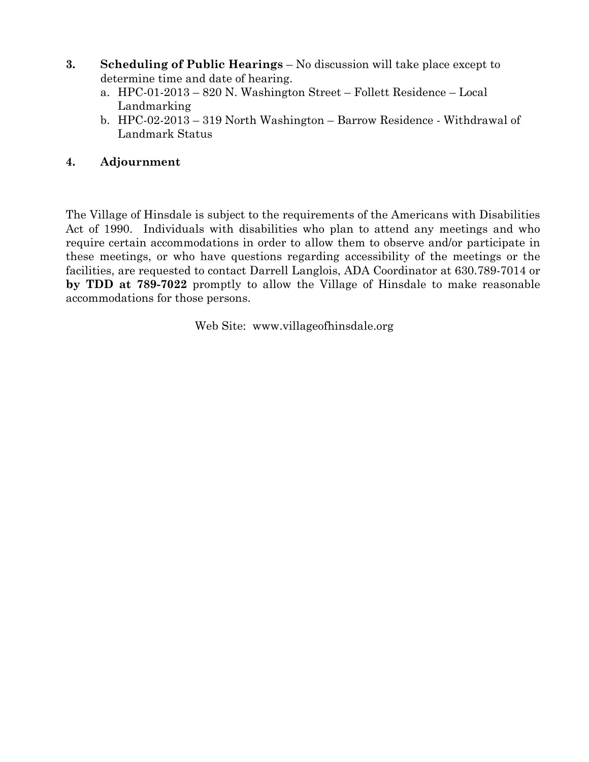3. **Scheduling of Public Hearings** – No discussion will take place except to determine time and date of hearing.
   a. HPC-01-2013 – 820 N. Washington Street – Follett Residence – Local Landmarking
   b. HPC-02-2013 – 319 North Washington – Barrow Residence - Withdrawal of Landmark Status

4. **Adjournment**

The Village of Hinsdale is subject to the requirements of the Americans with Disabilities Act of 1990. Individuals with disabilities who plan to attend any meetings and who require certain accommodations in order to allow them to observe and/or participate in these meetings, or who have questions regarding accessibility of the meetings or the facilities, are requested to contact Darrell Langlois, ADA Coordinator at 630.789-7014 or **by TDD at 789-7022** promptly to allow the Village of Hinsdale to make reasonable accommodations for those persons.

Web Site: www.villageofhinsdale.org